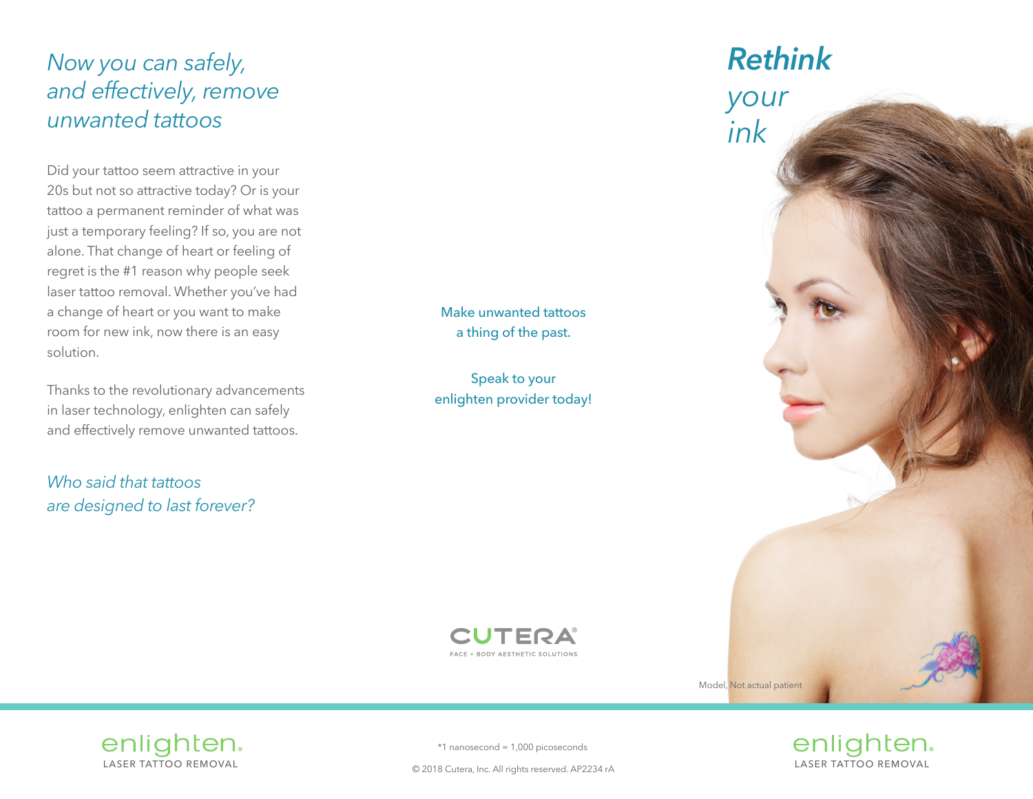## *Now you can safely, and effectively, remove unwanted tattoos*

Did your tattoo seem attractive in your 20s but not so attractive today? Or is your tattoo a permanent reminder of what was just a temporary feeling? If so, you are not alone. That change of heart or feeling of regret is the #1 reason why people seek laser tattoo removal. Whether you've had a change of heart or you want to make room for new ink, now there is an easy solution.

Thanks to the revolutionary advancements in laser technology, enlighten can safely and effectively remove unwanted tattoos.

*Who said that tattoos are designed to last forever?*

enlighten.
LASER TATTOO REMOVAL

Make unwanted tattoos a thing of the past.

Speak to your enlighten provider today!

CUTERA®
FACE + BODY AESTHETIC SOLUTIONS

*1 nanosecond = 1,000 picoseconds

© 2018 Cutera, Inc. All rights reserved. AP2234 rA

# ***Rethink*** *your ink*

Model, Not actual patient

enlighten.
LASER TATTOO REMOVAL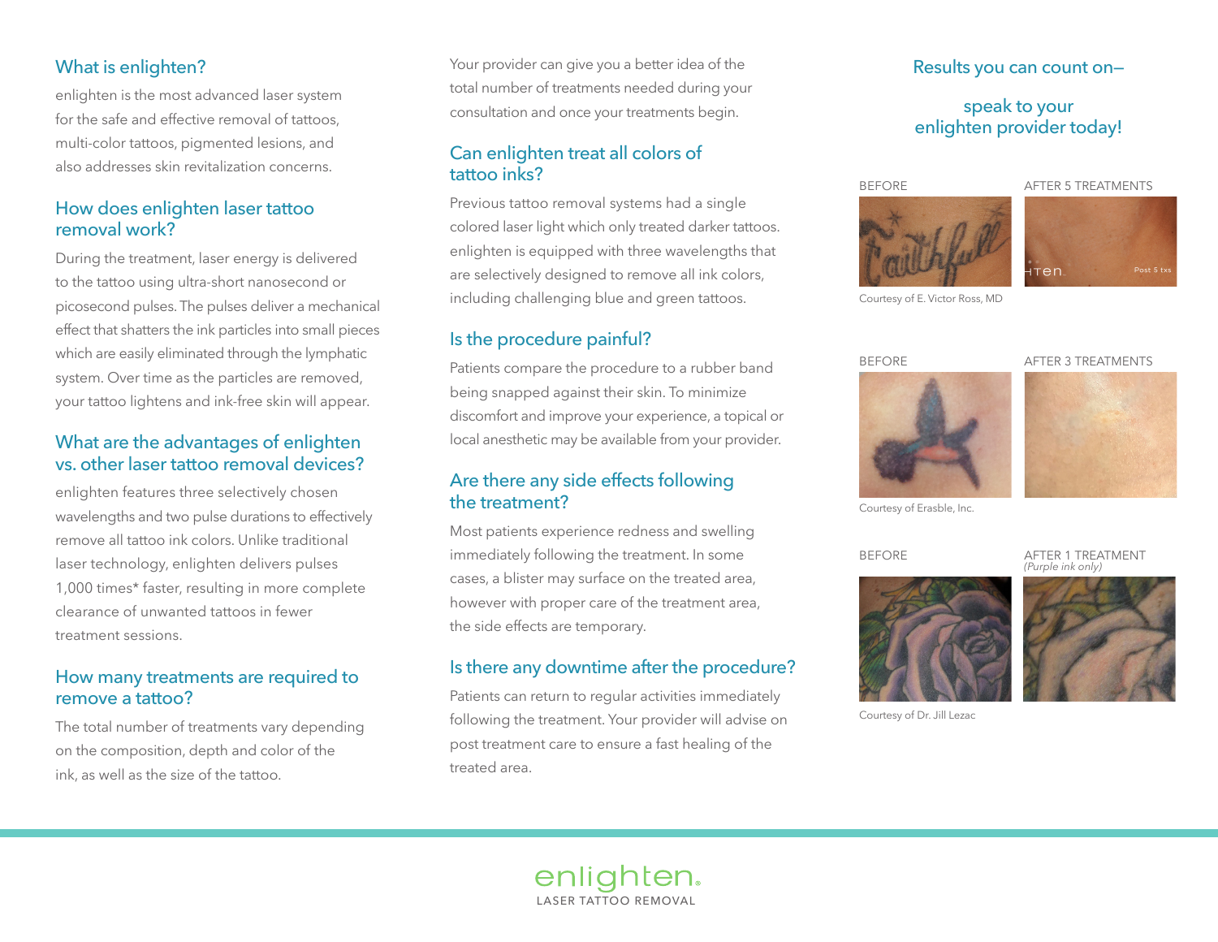## What is enlighten?

enlighten is the most advanced laser system for the safe and effective removal of tattoos, multi-color tattoos, pigmented lesions, and also addresses skin revitalization concerns.

## How does enlighten laser tattoo removal work?

During the treatment, laser energy is delivered to the tattoo using ultra-short nanosecond or picosecond pulses. The pulses deliver a mechanical effect that shatters the ink particles into small pieces which are easily eliminated through the lymphatic system. Over time as the particles are removed, your tattoo lightens and ink-free skin will appear.

## What are the advantages of enlighten vs. other laser tattoo removal devices?

enlighten features three selectively chosen wavelengths and two pulse durations to effectively remove all tattoo ink colors. Unlike traditional laser technology, enlighten delivers pulses 1,000 times* faster, resulting in more complete clearance of unwanted tattoos in fewer treatment sessions.

## How many treatments are required to remove a tattoo?

The total number of treatments vary depending on the composition, depth and color of the ink, as well as the size of the tattoo.

Your provider can give you a better idea of the total number of treatments needed during your consultation and once your treatments begin.

## Can enlighten treat all colors of tattoo inks?

Previous tattoo removal systems had a single colored laser light which only treated darker tattoos. enlighten is equipped with three wavelengths that are selectively designed to remove all ink colors, including challenging blue and green tattoos.

## Is the procedure painful?

Patients compare the procedure to a rubber band being snapped against their skin. To minimize discomfort and improve your experience, a topical or local anesthetic may be available from your provider.

## Are there any side effects following the treatment?

Most patients experience redness and swelling immediately following the treatment. In some cases, a blister may surface on the treated area, however with proper care of the treatment area, the side effects are temporary.

## Is there any downtime after the procedure?

Patients can return to regular activities immediately following the treatment. Your provider will advise on post treatment care to ensure a fast healing of the treated area.

## Results you can count on—

## speak to your enlighten provider today!

BEFORE

AFTER 5 TREATMENTS

Post 5 txs

Courtesy of E. Victor Ross, MD

BEFORE

AFTER 3 TREATMENTS

Courtesy of Erasble, Inc.

BEFORE

AFTER 1 TREATMENT
*(Purple ink only)*

Courtesy of Dr. Jill Lezac

enlighten®
LASER TATTOO REMOVAL